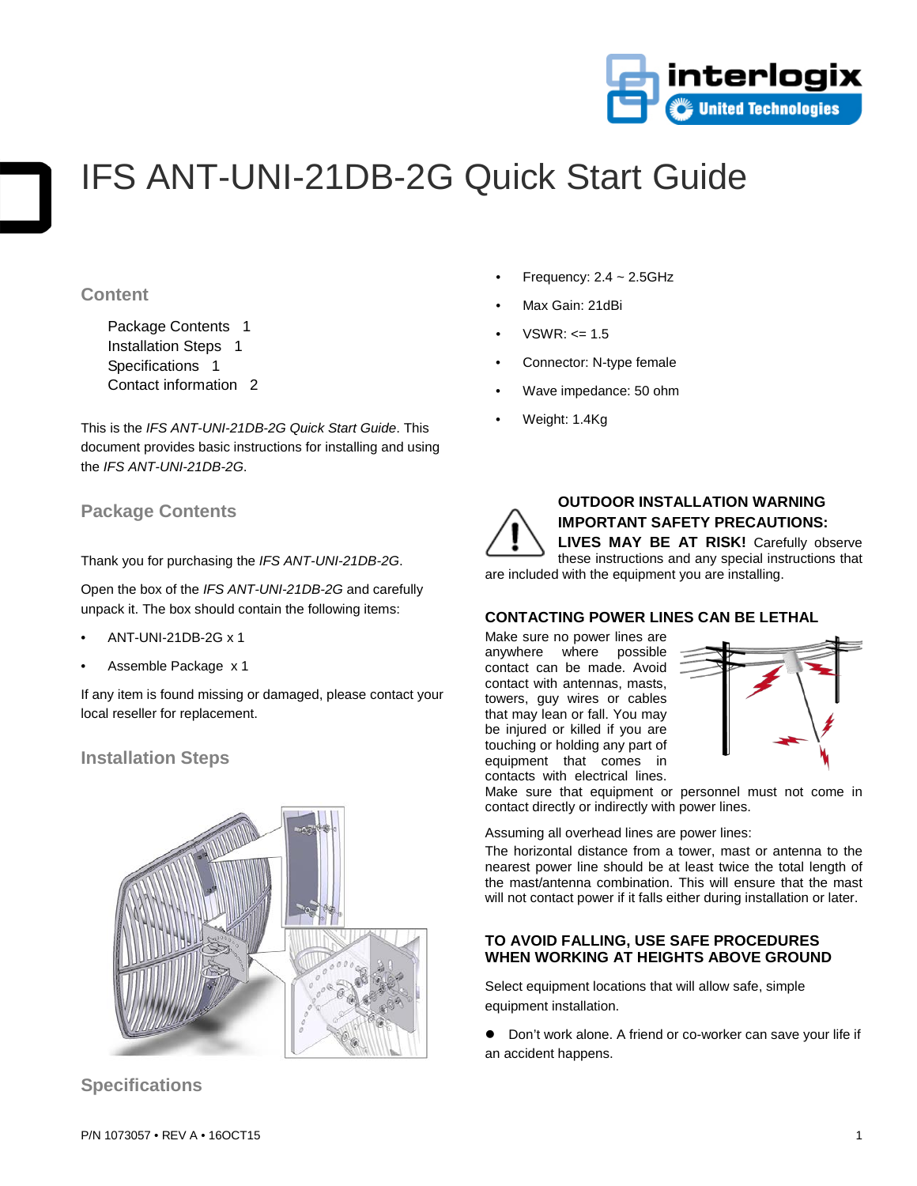# IFS ANT-UNI-21DB-2G Quick Start Guide

## Content

Package Contents 1
Installation Steps 1
Specifications 1
Contact information 2

This is the *IFS ANT-UNI-21DB-2G Quick Start Guide*. This document provides basic instructions for installing and using the *IFS ANT-UNI-21DB-2G*.

## Package Contents

Thank you for purchasing the *IFS ANT-UNI-21DB-2G*.

Open the box of the *IFS ANT-UNI-21DB-2G* and carefully unpack it. The box should contain the following items:

- ANT-UNI-21DB-2G x 1
- Assemble Package x 1

If any item is found missing or damaged, please contact your local reseller for replacement.

## Installation Steps

## Specifications

- Frequency: 2.4 ~ 2.5GHz
- Max Gain: 21dBi
- VSWR: <= 1.5
- Connector: N-type female
- Wave impedance: 50 ohm
- Weight: 1.4Kg

**OUTDOOR INSTALLATION WARNING**
**IMPORTANT SAFETY PRECAUTIONS:**
**LIVES MAY BE AT RISK!** Carefully observe these instructions and any special instructions that are included with the equipment you are installing.

**CONTACTING POWER LINES CAN BE LETHAL**

Make sure no power lines are anywhere where possible contact can be made. Avoid contact with antennas, masts, towers, guy wires or cables that may lean or fall. You may be injured or killed if you are touching or holding any part of equipment that comes in contacts with electrical lines. Make sure that equipment or personnel must not come in contact directly or indirectly with power lines.

Assuming all overhead lines are power lines:
The horizontal distance from a tower, mast or antenna to the nearest power line should be at least twice the total length of the mast/antenna combination. This will ensure that the mast will not contact power if it falls either during installation or later.

**TO AVOID FALLING, USE SAFE PROCEDURES WHEN WORKING AT HEIGHTS ABOVE GROUND**

Select equipment locations that will allow safe, simple equipment installation.

- Don't work alone. A friend or co-worker can save your life if an accident happens.

P/N 1073057 • REV A • 16OCT15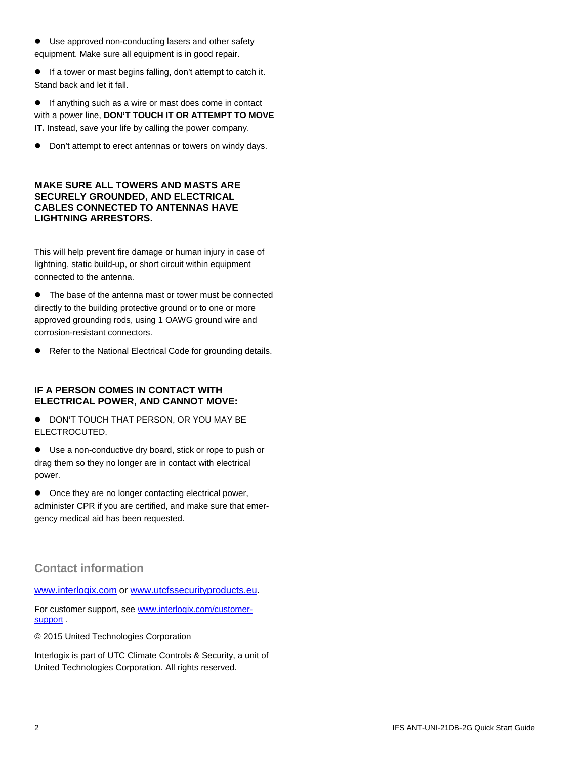- Use approved non-conducting lasers and other safety equipment. Make sure all equipment is in good repair.
- If a tower or mast begins falling, don't attempt to catch it. Stand back and let it fall.
- If anything such as a wire or mast does come in contact with a power line, **DON'T TOUCH IT OR ATTEMPT TO MOVE IT.** Instead, save your life by calling the power company.
- Don't attempt to erect antennas or towers on windy days.

**MAKE SURE ALL TOWERS AND MASTS ARE SECURELY GROUNDED, AND ELECTRICAL CABLES CONNECTED TO ANTENNAS HAVE LIGHTNING ARRESTORS.**

This will help prevent fire damage or human injury in case of lightning, static build-up, or short circuit within equipment connected to the antenna.

- The base of the antenna mast or tower must be connected directly to the building protective ground or to one or more approved grounding rods, using 1 OAWG ground wire and corrosion-resistant connectors.
- Refer to the National Electrical Code for grounding details.

**IF A PERSON COMES IN CONTACT WITH ELECTRICAL POWER, AND CANNOT MOVE:**

- DON'T TOUCH THAT PERSON, OR YOU MAY BE ELECTROCUTED.
- Use a non-conductive dry board, stick or rope to push or drag them so they no longer are in contact with electrical power.
- Once they are no longer contacting electrical power, administer CPR if you are certified, and make sure that emergency medical aid has been requested.

## Contact information

www.interlogix.com or www.utcfssecurityproducts.eu.

For customer support, see www.interlogix.com/customer-support .

© 2015 United Technologies Corporation

Interlogix is part of UTC Climate Controls & Security, a unit of United Technologies Corporation. All rights reserved.